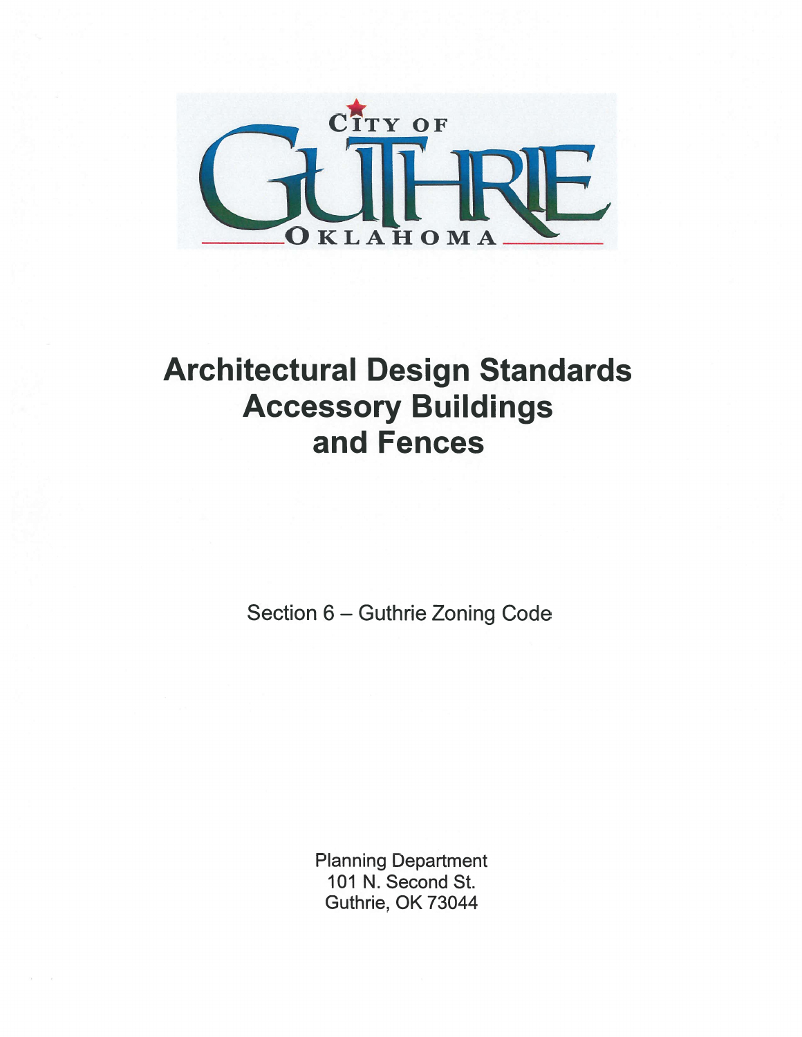CITY OF

GUTHRIE

OKLAHOMA

# Architectural Design Standards Accessory Buildings and Fences

Section 6 – Guthrie Zoning Code

Planning Department
101 N. Second St.
Guthrie, OK 73044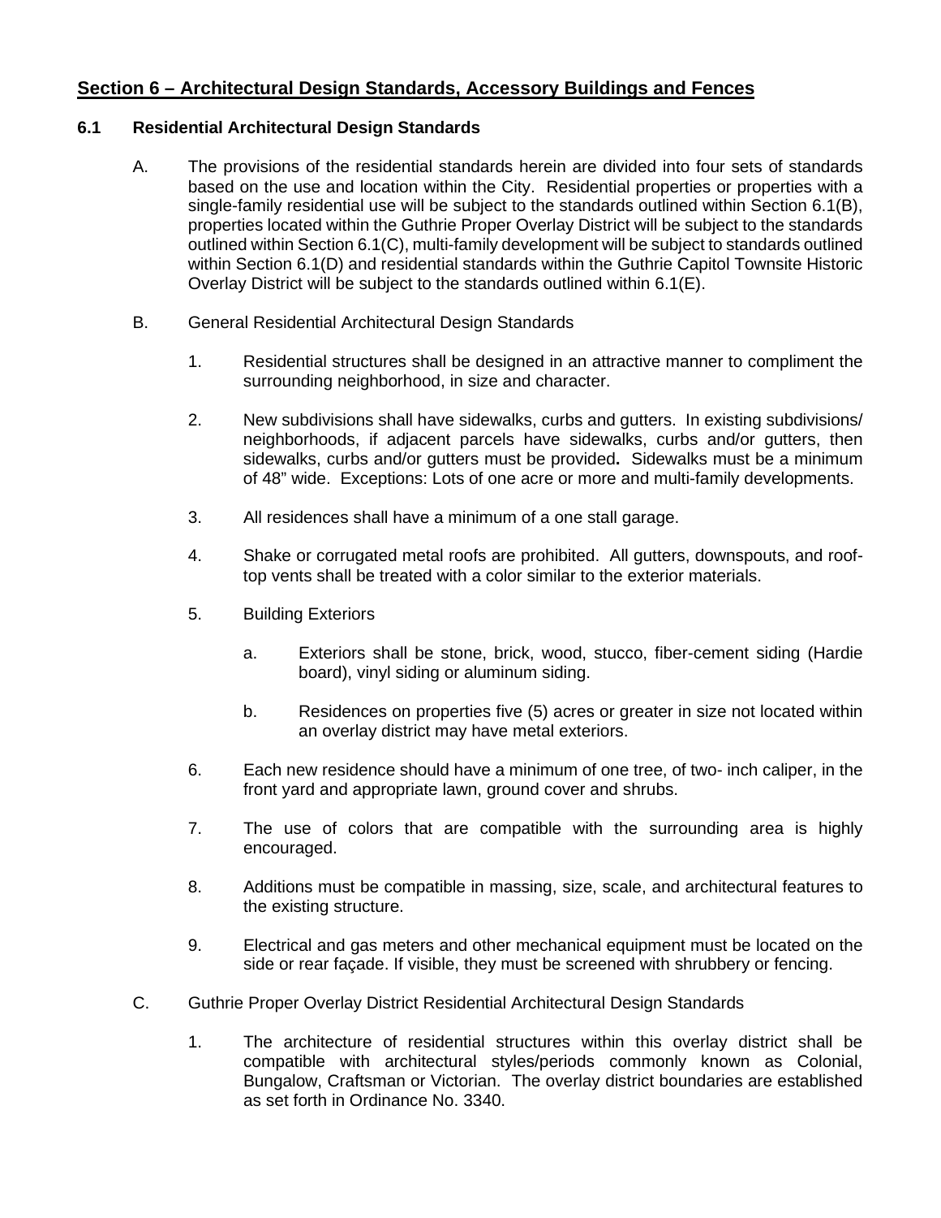## Section 6 – Architectural Design Standards, Accessory Buildings and Fences

### 6.1 Residential Architectural Design Standards

A. The provisions of the residential standards herein are divided into four sets of standards based on the use and location within the City. Residential properties or properties with a single-family residential use will be subject to the standards outlined within Section 6.1(B), properties located within the Guthrie Proper Overlay District will be subject to the standards outlined within Section 6.1(C), multi-family development will be subject to standards outlined within Section 6.1(D) and residential standards within the Guthrie Capitol Townsite Historic Overlay District will be subject to the standards outlined within 6.1(E).

B. General Residential Architectural Design Standards

1. Residential structures shall be designed in an attractive manner to compliment the surrounding neighborhood, in size and character.

2. New subdivisions shall have sidewalks, curbs and gutters. In existing subdivisions/ neighborhoods, if adjacent parcels have sidewalks, curbs and/or gutters, then sidewalks, curbs and/or gutters must be provided**.** Sidewalks must be a minimum of 48" wide. Exceptions: Lots of one acre or more and multi-family developments.

3. All residences shall have a minimum of a one stall garage.

4. Shake or corrugated metal roofs are prohibited. All gutters, downspouts, and roof-top vents shall be treated with a color similar to the exterior materials.

5. Building Exteriors

   a. Exteriors shall be stone, brick, wood, stucco, fiber-cement siding (Hardie board), vinyl siding or aluminum siding.

   b. Residences on properties five (5) acres or greater in size not located within an overlay district may have metal exteriors.

6. Each new residence should have a minimum of one tree, of two- inch caliper, in the front yard and appropriate lawn, ground cover and shrubs.

7. The use of colors that are compatible with the surrounding area is highly encouraged.

8. Additions must be compatible in massing, size, scale, and architectural features to the existing structure.

9. Electrical and gas meters and other mechanical equipment must be located on the side or rear façade. If visible, they must be screened with shrubbery or fencing.

C. Guthrie Proper Overlay District Residential Architectural Design Standards

1. The architecture of residential structures within this overlay district shall be compatible with architectural styles/periods commonly known as Colonial, Bungalow, Craftsman or Victorian. The overlay district boundaries are established as set forth in Ordinance No. 3340.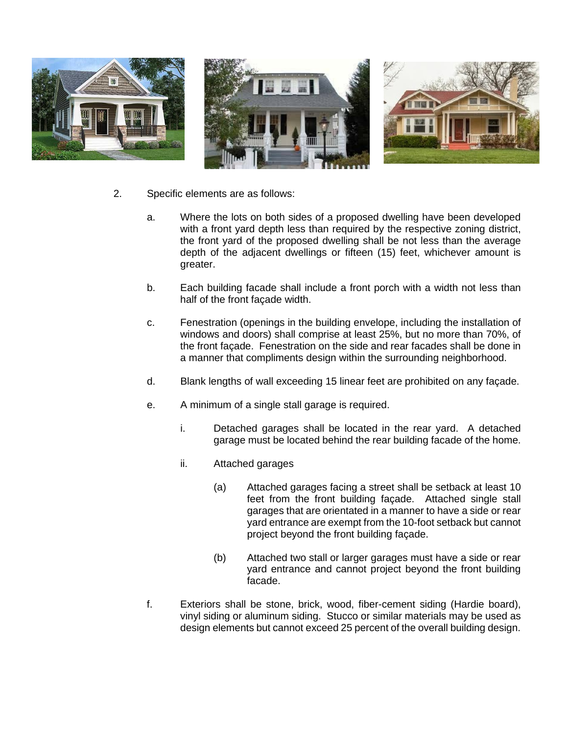2. Specific elements are as follows:

   a. Where the lots on both sides of a proposed dwelling have been developed with a front yard depth less than required by the respective zoning district, the front yard of the proposed dwelling shall be not less than the average depth of the adjacent dwellings or fifteen (15) feet, whichever amount is greater.

   b. Each building facade shall include a front porch with a width not less than half of the front façade width.

   c. Fenestration (openings in the building envelope, including the installation of windows and doors) shall comprise at least 25%, but no more than 70%, of the front façade. Fenestration on the side and rear facades shall be done in a manner that compliments design within the surrounding neighborhood.

   d. Blank lengths of wall exceeding 15 linear feet are prohibited on any façade.

   e. A minimum of a single stall garage is required.

      i. Detached garages shall be located in the rear yard. A detached garage must be located behind the rear building facade of the home.

      ii. Attached garages

         (a) Attached garages facing a street shall be setback at least 10 feet from the front building façade. Attached single stall garages that are orientated in a manner to have a side or rear yard entrance are exempt from the 10-foot setback but cannot project beyond the front building façade.

         (b) Attached two stall or larger garages must have a side or rear yard entrance and cannot project beyond the front building facade.

   f. Exteriors shall be stone, brick, wood, fiber-cement siding (Hardie board), vinyl siding or aluminum siding. Stucco or similar materials may be used as design elements but cannot exceed 25 percent of the overall building design.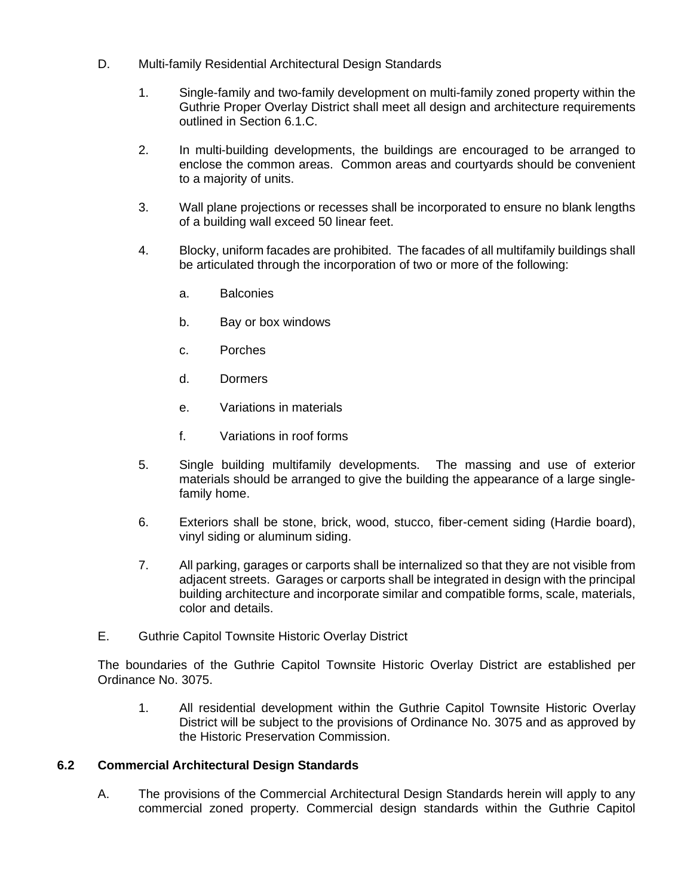D. Multi-family Residential Architectural Design Standards

1. Single-family and two-family development on multi-family zoned property within the Guthrie Proper Overlay District shall meet all design and architecture requirements outlined in Section 6.1.C.

2. In multi-building developments, the buildings are encouraged to be arranged to enclose the common areas. Common areas and courtyards should be convenient to a majority of units.

3. Wall plane projections or recesses shall be incorporated to ensure no blank lengths of a building wall exceed 50 linear feet.

4. Blocky, uniform facades are prohibited. The facades of all multifamily buildings shall be articulated through the incorporation of two or more of the following:

   a. Balconies

   b. Bay or box windows

   c. Porches

   d. Dormers

   e. Variations in materials

   f. Variations in roof forms

5. Single building multifamily developments. The massing and use of exterior materials should be arranged to give the building the appearance of a large single-family home.

6. Exteriors shall be stone, brick, wood, stucco, fiber-cement siding (Hardie board), vinyl siding or aluminum siding.

7. All parking, garages or carports shall be internalized so that they are not visible from adjacent streets. Garages or carports shall be integrated in design with the principal building architecture and incorporate similar and compatible forms, scale, materials, color and details.

E. Guthrie Capitol Townsite Historic Overlay District

The boundaries of the Guthrie Capitol Townsite Historic Overlay District are established per Ordinance No. 3075.

1. All residential development within the Guthrie Capitol Townsite Historic Overlay District will be subject to the provisions of Ordinance No. 3075 and as approved by the Historic Preservation Commission.

## 6.2 Commercial Architectural Design Standards

A. The provisions of the Commercial Architectural Design Standards herein will apply to any commercial zoned property. Commercial design standards within the Guthrie Capitol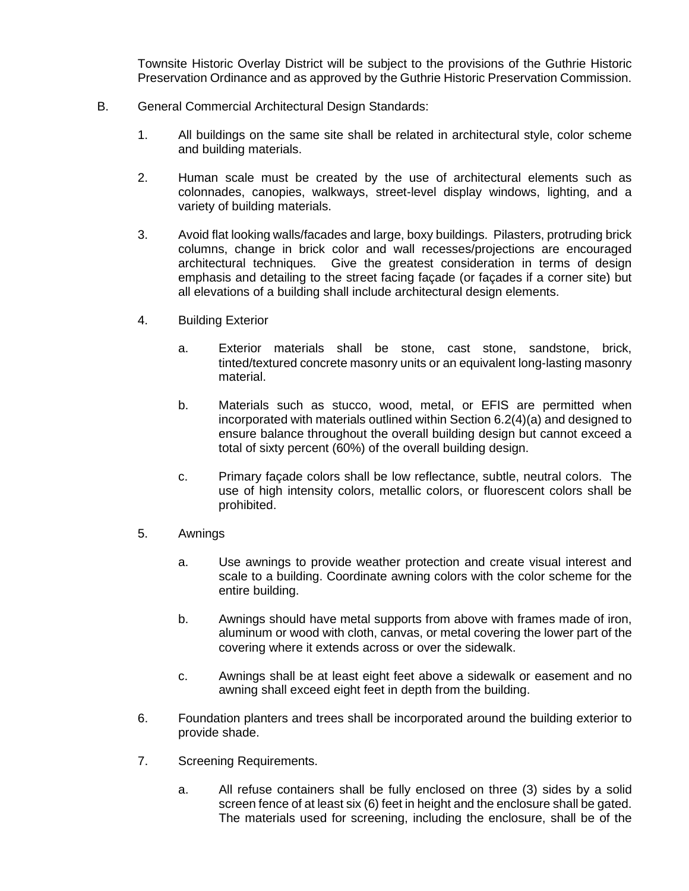Townsite Historic Overlay District will be subject to the provisions of the Guthrie Historic Preservation Ordinance and as approved by the Guthrie Historic Preservation Commission.

B. General Commercial Architectural Design Standards:

1. All buildings on the same site shall be related in architectural style, color scheme and building materials.

2. Human scale must be created by the use of architectural elements such as colonnades, canopies, walkways, street-level display windows, lighting, and a variety of building materials.

3. Avoid flat looking walls/facades and large, boxy buildings. Pilasters, protruding brick columns, change in brick color and wall recesses/projections are encouraged architectural techniques. Give the greatest consideration in terms of design emphasis and detailing to the street facing façade (or façades if a corner site) but all elevations of a building shall include architectural design elements.

4. Building Exterior

   a. Exterior materials shall be stone, cast stone, sandstone, brick, tinted/textured concrete masonry units or an equivalent long-lasting masonry material.

   b. Materials such as stucco, wood, metal, or EFIS are permitted when incorporated with materials outlined within Section 6.2(4)(a) and designed to ensure balance throughout the overall building design but cannot exceed a total of sixty percent (60%) of the overall building design.

   c. Primary façade colors shall be low reflectance, subtle, neutral colors. The use of high intensity colors, metallic colors, or fluorescent colors shall be prohibited.

5. Awnings

   a. Use awnings to provide weather protection and create visual interest and scale to a building. Coordinate awning colors with the color scheme for the entire building.

   b. Awnings should have metal supports from above with frames made of iron, aluminum or wood with cloth, canvas, or metal covering the lower part of the covering where it extends across or over the sidewalk.

   c. Awnings shall be at least eight feet above a sidewalk or easement and no awning shall exceed eight feet in depth from the building.

6. Foundation planters and trees shall be incorporated around the building exterior to provide shade.

7. Screening Requirements.

   a. All refuse containers shall be fully enclosed on three (3) sides by a solid screen fence of at least six (6) feet in height and the enclosure shall be gated. The materials used for screening, including the enclosure, shall be of the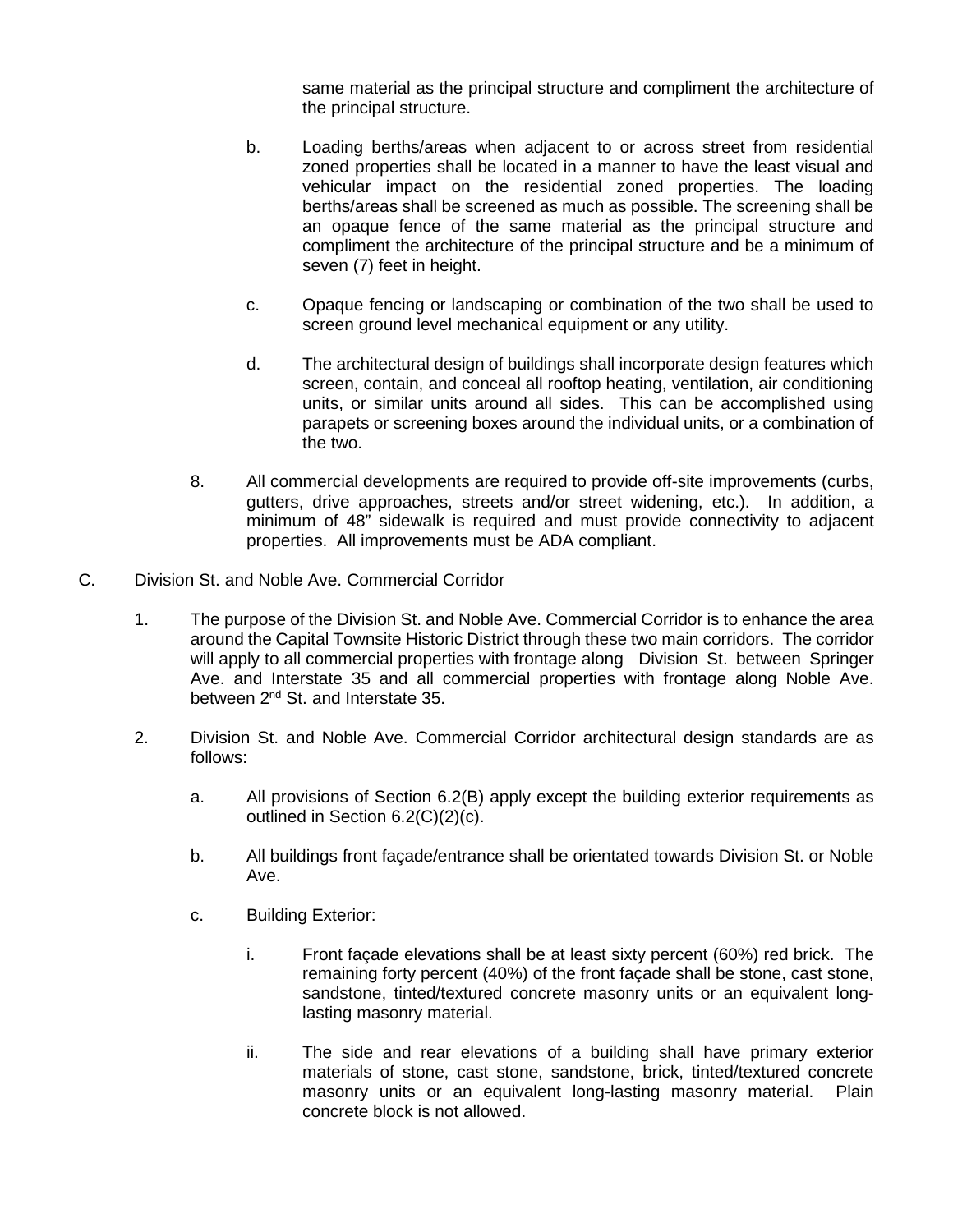same material as the principal structure and compliment the architecture of the principal structure.

b. Loading berths/areas when adjacent to or across street from residential zoned properties shall be located in a manner to have the least visual and vehicular impact on the residential zoned properties. The loading berths/areas shall be screened as much as possible. The screening shall be an opaque fence of the same material as the principal structure and compliment the architecture of the principal structure and be a minimum of seven (7) feet in height.

c. Opaque fencing or landscaping or combination of the two shall be used to screen ground level mechanical equipment or any utility.

d. The architectural design of buildings shall incorporate design features which screen, contain, and conceal all rooftop heating, ventilation, air conditioning units, or similar units around all sides. This can be accomplished using parapets or screening boxes around the individual units, or a combination of the two.

8. All commercial developments are required to provide off-site improvements (curbs, gutters, drive approaches, streets and/or street widening, etc.). In addition, a minimum of 48" sidewalk is required and must provide connectivity to adjacent properties. All improvements must be ADA compliant.

C. Division St. and Noble Ave. Commercial Corridor

1. The purpose of the Division St. and Noble Ave. Commercial Corridor is to enhance the area around the Capital Townsite Historic District through these two main corridors. The corridor will apply to all commercial properties with frontage along Division St. between Springer Ave. and Interstate 35 and all commercial properties with frontage along Noble Ave. between 2nd St. and Interstate 35.

2. Division St. and Noble Ave. Commercial Corridor architectural design standards are as follows:

a. All provisions of Section 6.2(B) apply except the building exterior requirements as outlined in Section 6.2(C)(2)(c).

b. All buildings front façade/entrance shall be orientated towards Division St. or Noble Ave.

c. Building Exterior:

i. Front façade elevations shall be at least sixty percent (60%) red brick. The remaining forty percent (40%) of the front façade shall be stone, cast stone, sandstone, tinted/textured concrete masonry units or an equivalent long-lasting masonry material.

ii. The side and rear elevations of a building shall have primary exterior materials of stone, cast stone, sandstone, brick, tinted/textured concrete masonry units or an equivalent long-lasting masonry material. Plain concrete block is not allowed.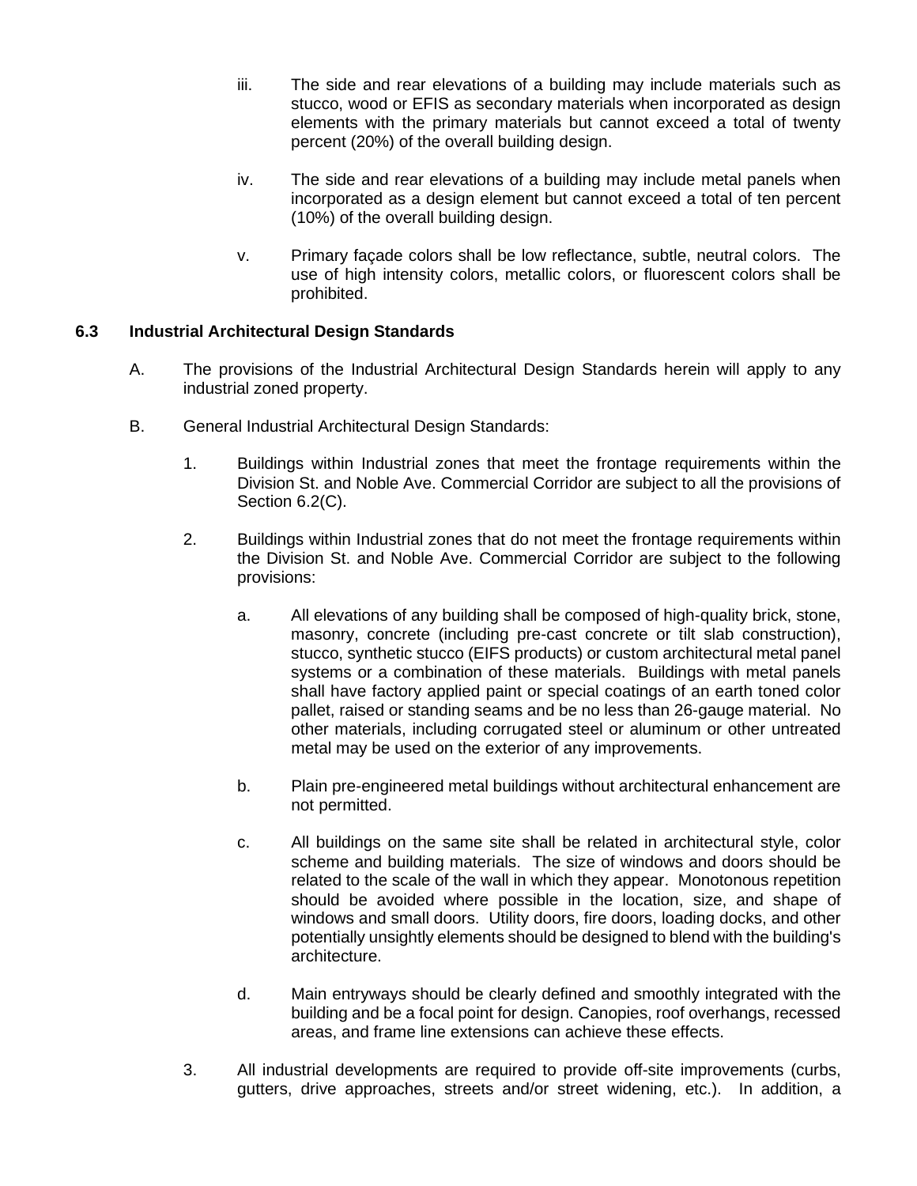iii. The side and rear elevations of a building may include materials such as stucco, wood or EFIS as secondary materials when incorporated as design elements with the primary materials but cannot exceed a total of twenty percent (20%) of the overall building design.

iv. The side and rear elevations of a building may include metal panels when incorporated as a design element but cannot exceed a total of ten percent (10%) of the overall building design.

v. Primary façade colors shall be low reflectance, subtle, neutral colors. The use of high intensity colors, metallic colors, or fluorescent colors shall be prohibited.

**6.3 Industrial Architectural Design Standards**

A. The provisions of the Industrial Architectural Design Standards herein will apply to any industrial zoned property.

B. General Industrial Architectural Design Standards:

1. Buildings within Industrial zones that meet the frontage requirements within the Division St. and Noble Ave. Commercial Corridor are subject to all the provisions of Section 6.2(C).

2. Buildings within Industrial zones that do not meet the frontage requirements within the Division St. and Noble Ave. Commercial Corridor are subject to the following provisions:

   a. All elevations of any building shall be composed of high-quality brick, stone, masonry, concrete (including pre-cast concrete or tilt slab construction), stucco, synthetic stucco (EIFS products) or custom architectural metal panel systems or a combination of these materials. Buildings with metal panels shall have factory applied paint or special coatings of an earth toned color pallet, raised or standing seams and be no less than 26-gauge material. No other materials, including corrugated steel or aluminum or other untreated metal may be used on the exterior of any improvements.

   b. Plain pre-engineered metal buildings without architectural enhancement are not permitted.

   c. All buildings on the same site shall be related in architectural style, color scheme and building materials. The size of windows and doors should be related to the scale of the wall in which they appear. Monotonous repetition should be avoided where possible in the location, size, and shape of windows and small doors. Utility doors, fire doors, loading docks, and other potentially unsightly elements should be designed to blend with the building's architecture.

   d. Main entryways should be clearly defined and smoothly integrated with the building and be a focal point for design. Canopies, roof overhangs, recessed areas, and frame line extensions can achieve these effects.

3. All industrial developments are required to provide off-site improvements (curbs, gutters, drive approaches, streets and/or street widening, etc.). In addition, a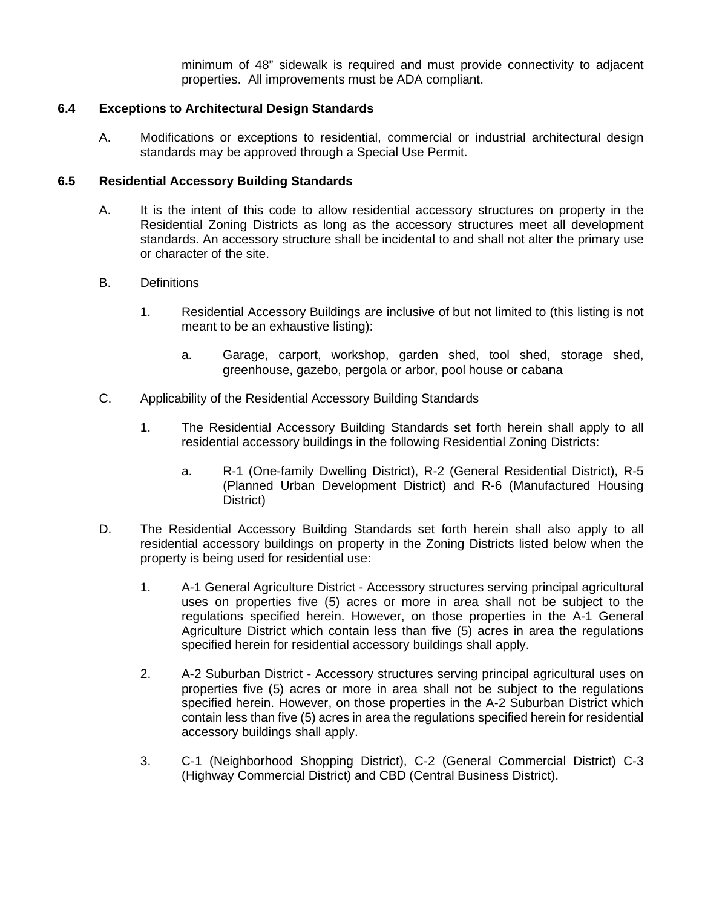minimum of 48" sidewalk is required and must provide connectivity to adjacent properties. All improvements must be ADA compliant.

## 6.4 Exceptions to Architectural Design Standards

A. Modifications or exceptions to residential, commercial or industrial architectural design standards may be approved through a Special Use Permit.

## 6.5 Residential Accessory Building Standards

A. It is the intent of this code to allow residential accessory structures on property in the Residential Zoning Districts as long as the accessory structures meet all development standards. An accessory structure shall be incidental to and shall not alter the primary use or character of the site.

B. Definitions

1. Residential Accessory Buildings are inclusive of but not limited to (this listing is not meant to be an exhaustive listing):

   a. Garage, carport, workshop, garden shed, tool shed, storage shed, greenhouse, gazebo, pergola or arbor, pool house or cabana

C. Applicability of the Residential Accessory Building Standards

1. The Residential Accessory Building Standards set forth herein shall apply to all residential accessory buildings in the following Residential Zoning Districts:

   a. R-1 (One-family Dwelling District), R-2 (General Residential District), R-5 (Planned Urban Development District) and R-6 (Manufactured Housing District)

D. The Residential Accessory Building Standards set forth herein shall also apply to all residential accessory buildings on property in the Zoning Districts listed below when the property is being used for residential use:

1. A-1 General Agriculture District - Accessory structures serving principal agricultural uses on properties five (5) acres or more in area shall not be subject to the regulations specified herein. However, on those properties in the A-1 General Agriculture District which contain less than five (5) acres in area the regulations specified herein for residential accessory buildings shall apply.

2. A-2 Suburban District - Accessory structures serving principal agricultural uses on properties five (5) acres or more in area shall not be subject to the regulations specified herein. However, on those properties in the A-2 Suburban District which contain less than five (5) acres in area the regulations specified herein for residential accessory buildings shall apply.

3. C-1 (Neighborhood Shopping District), C-2 (General Commercial District) C-3 (Highway Commercial District) and CBD (Central Business District).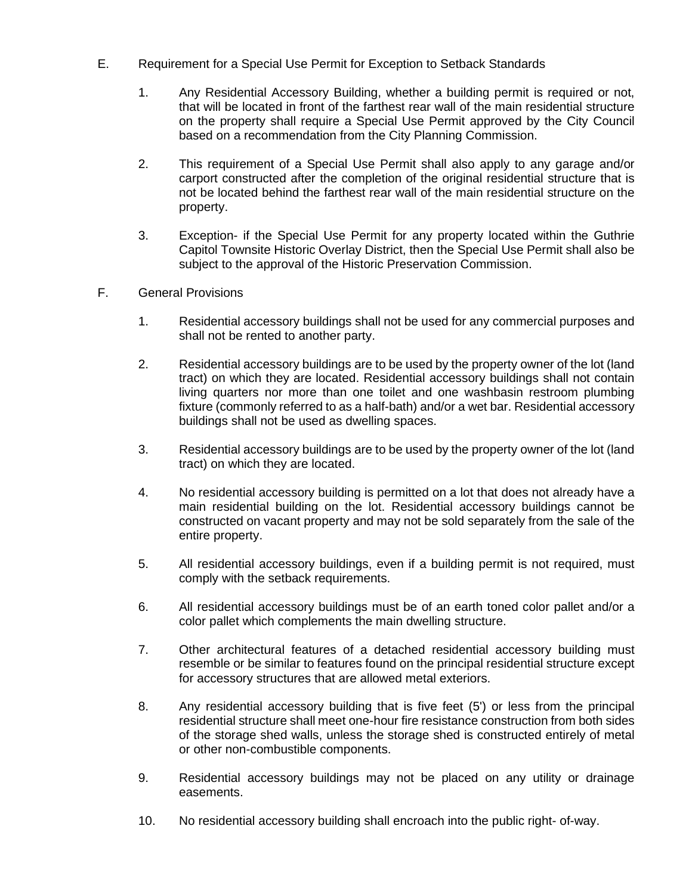E. Requirement for a Special Use Permit for Exception to Setback Standards

1. Any Residential Accessory Building, whether a building permit is required or not, that will be located in front of the farthest rear wall of the main residential structure on the property shall require a Special Use Permit approved by the City Council based on a recommendation from the City Planning Commission.

2. This requirement of a Special Use Permit shall also apply to any garage and/or carport constructed after the completion of the original residential structure that is not be located behind the farthest rear wall of the main residential structure on the property.

3. Exception- if the Special Use Permit for any property located within the Guthrie Capitol Townsite Historic Overlay District, then the Special Use Permit shall also be subject to the approval of the Historic Preservation Commission.

F. General Provisions

1. Residential accessory buildings shall not be used for any commercial purposes and shall not be rented to another party.

2. Residential accessory buildings are to be used by the property owner of the lot (land tract) on which they are located. Residential accessory buildings shall not contain living quarters nor more than one toilet and one washbasin restroom plumbing fixture (commonly referred to as a half-bath) and/or a wet bar. Residential accessory buildings shall not be used as dwelling spaces.

3. Residential accessory buildings are to be used by the property owner of the lot (land tract) on which they are located.

4. No residential accessory building is permitted on a lot that does not already have a main residential building on the lot. Residential accessory buildings cannot be constructed on vacant property and may not be sold separately from the sale of the entire property.

5. All residential accessory buildings, even if a building permit is not required, must comply with the setback requirements.

6. All residential accessory buildings must be of an earth toned color pallet and/or a color pallet which complements the main dwelling structure.

7. Other architectural features of a detached residential accessory building must resemble or be similar to features found on the principal residential structure except for accessory structures that are allowed metal exteriors.

8. Any residential accessory building that is five feet (5') or less from the principal residential structure shall meet one-hour fire resistance construction from both sides of the storage shed walls, unless the storage shed is constructed entirely of metal or other non-combustible components.

9. Residential accessory buildings may not be placed on any utility or drainage easements.

10. No residential accessory building shall encroach into the public right- of-way.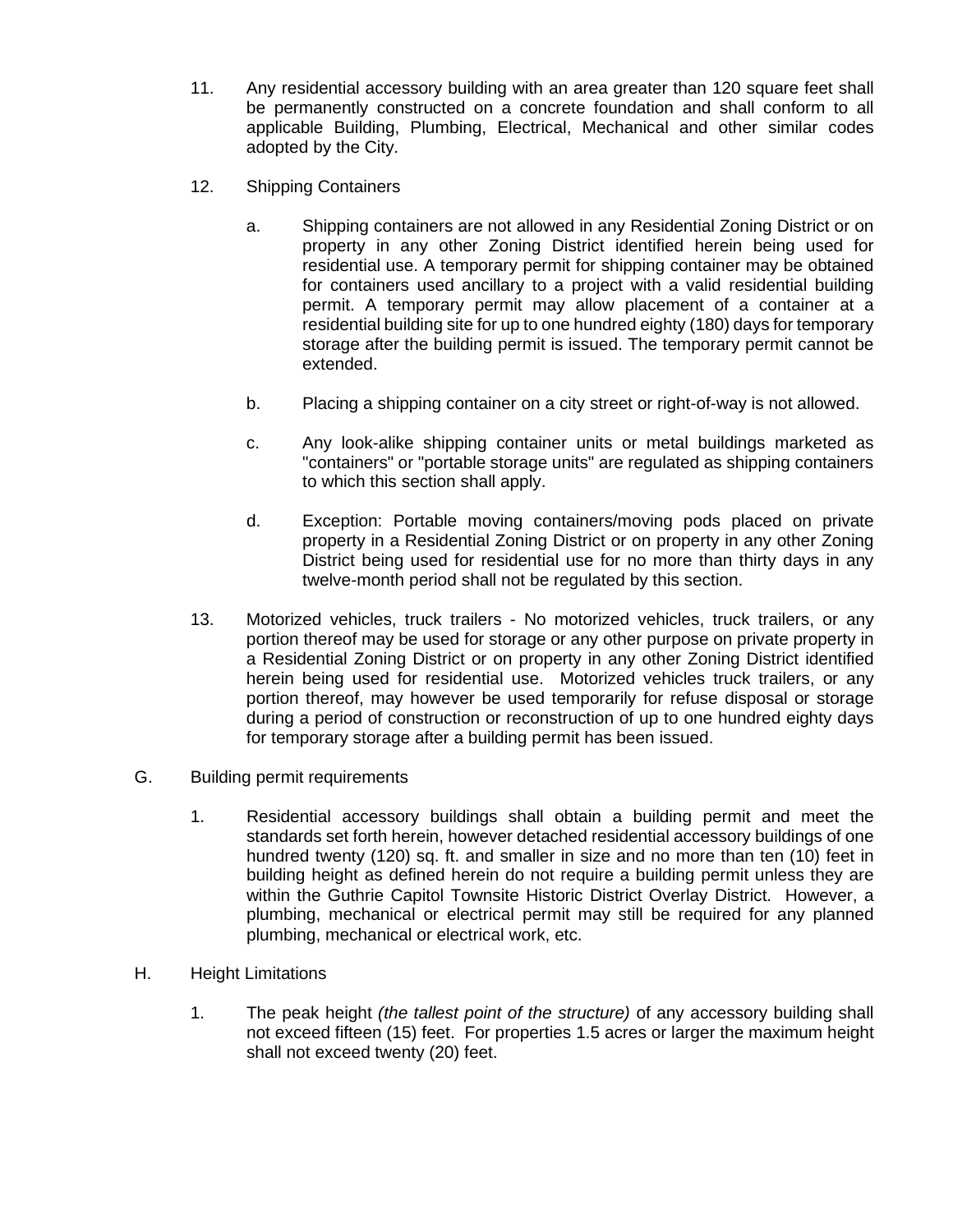11. Any residential accessory building with an area greater than 120 square feet shall be permanently constructed on a concrete foundation and shall conform to all applicable Building, Plumbing, Electrical, Mechanical and other similar codes adopted by the City.

12. Shipping Containers

    a. Shipping containers are not allowed in any Residential Zoning District or on property in any other Zoning District identified herein being used for residential use. A temporary permit for shipping container may be obtained for containers used ancillary to a project with a valid residential building permit. A temporary permit may allow placement of a container at a residential building site for up to one hundred eighty (180) days for temporary storage after the building permit is issued. The temporary permit cannot be extended.

    b. Placing a shipping container on a city street or right-of-way is not allowed.

    c. Any look-alike shipping container units or metal buildings marketed as "containers" or "portable storage units" are regulated as shipping containers to which this section shall apply.

    d. Exception: Portable moving containers/moving pods placed on private property in a Residential Zoning District or on property in any other Zoning District being used for residential use for no more than thirty days in any twelve-month period shall not be regulated by this section.

13. Motorized vehicles, truck trailers - No motorized vehicles, truck trailers, or any portion thereof may be used for storage or any other purpose on private property in a Residential Zoning District or on property in any other Zoning District identified herein being used for residential use. Motorized vehicles truck trailers, or any portion thereof, may however be used temporarily for refuse disposal or storage during a period of construction or reconstruction of up to one hundred eighty days for temporary storage after a building permit has been issued.

G. Building permit requirements

1. Residential accessory buildings shall obtain a building permit and meet the standards set forth herein, however detached residential accessory buildings of one hundred twenty (120) sq. ft. and smaller in size and no more than ten (10) feet in building height as defined herein do not require a building permit unless they are within the Guthrie Capitol Townsite Historic District Overlay District. However, a plumbing, mechanical or electrical permit may still be required for any planned plumbing, mechanical or electrical work, etc.

H. Height Limitations

1. The peak height *(the tallest point of the structure)* of any accessory building shall not exceed fifteen (15) feet. For properties 1.5 acres or larger the maximum height shall not exceed twenty (20) feet.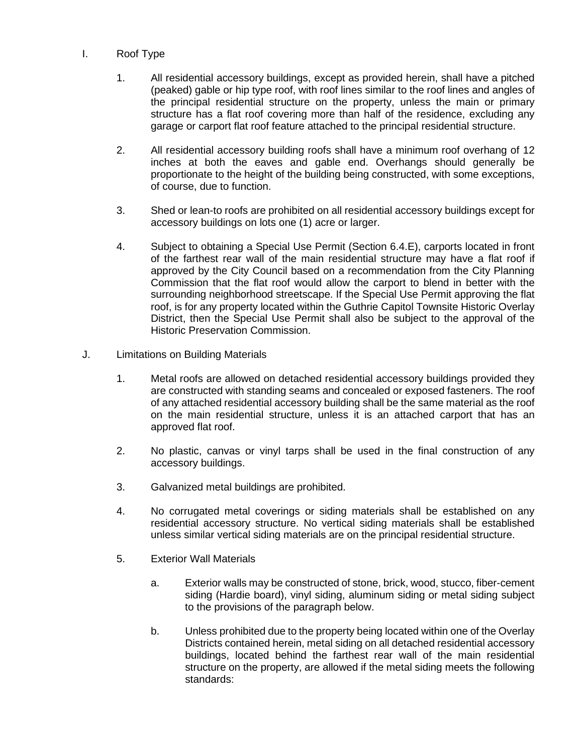I. Roof Type

1. All residential accessory buildings, except as provided herein, shall have a pitched (peaked) gable or hip type roof, with roof lines similar to the roof lines and angles of the principal residential structure on the property, unless the main or primary structure has a flat roof covering more than half of the residence, excluding any garage or carport flat roof feature attached to the principal residential structure.

2. All residential accessory building roofs shall have a minimum roof overhang of 12 inches at both the eaves and gable end. Overhangs should generally be proportionate to the height of the building being constructed, with some exceptions, of course, due to function.

3. Shed or lean-to roofs are prohibited on all residential accessory buildings except for accessory buildings on lots one (1) acre or larger.

4. Subject to obtaining a Special Use Permit (Section 6.4.E), carports located in front of the farthest rear wall of the main residential structure may have a flat roof if approved by the City Council based on a recommendation from the City Planning Commission that the flat roof would allow the carport to blend in better with the surrounding neighborhood streetscape. If the Special Use Permit approving the flat roof, is for any property located within the Guthrie Capitol Townsite Historic Overlay District, then the Special Use Permit shall also be subject to the approval of the Historic Preservation Commission.

J. Limitations on Building Materials

1. Metal roofs are allowed on detached residential accessory buildings provided they are constructed with standing seams and concealed or exposed fasteners. The roof of any attached residential accessory building shall be the same material as the roof on the main residential structure, unless it is an attached carport that has an approved flat roof.

2. No plastic, canvas or vinyl tarps shall be used in the final construction of any accessory buildings.

3. Galvanized metal buildings are prohibited.

4. No corrugated metal coverings or siding materials shall be established on any residential accessory structure. No vertical siding materials shall be established unless similar vertical siding materials are on the principal residential structure.

5. Exterior Wall Materials

   a. Exterior walls may be constructed of stone, brick, wood, stucco, fiber-cement siding (Hardie board), vinyl siding, aluminum siding or metal siding subject to the provisions of the paragraph below.

   b. Unless prohibited due to the property being located within one of the Overlay Districts contained herein, metal siding on all detached residential accessory buildings, located behind the farthest rear wall of the main residential structure on the property, are allowed if the metal siding meets the following standards: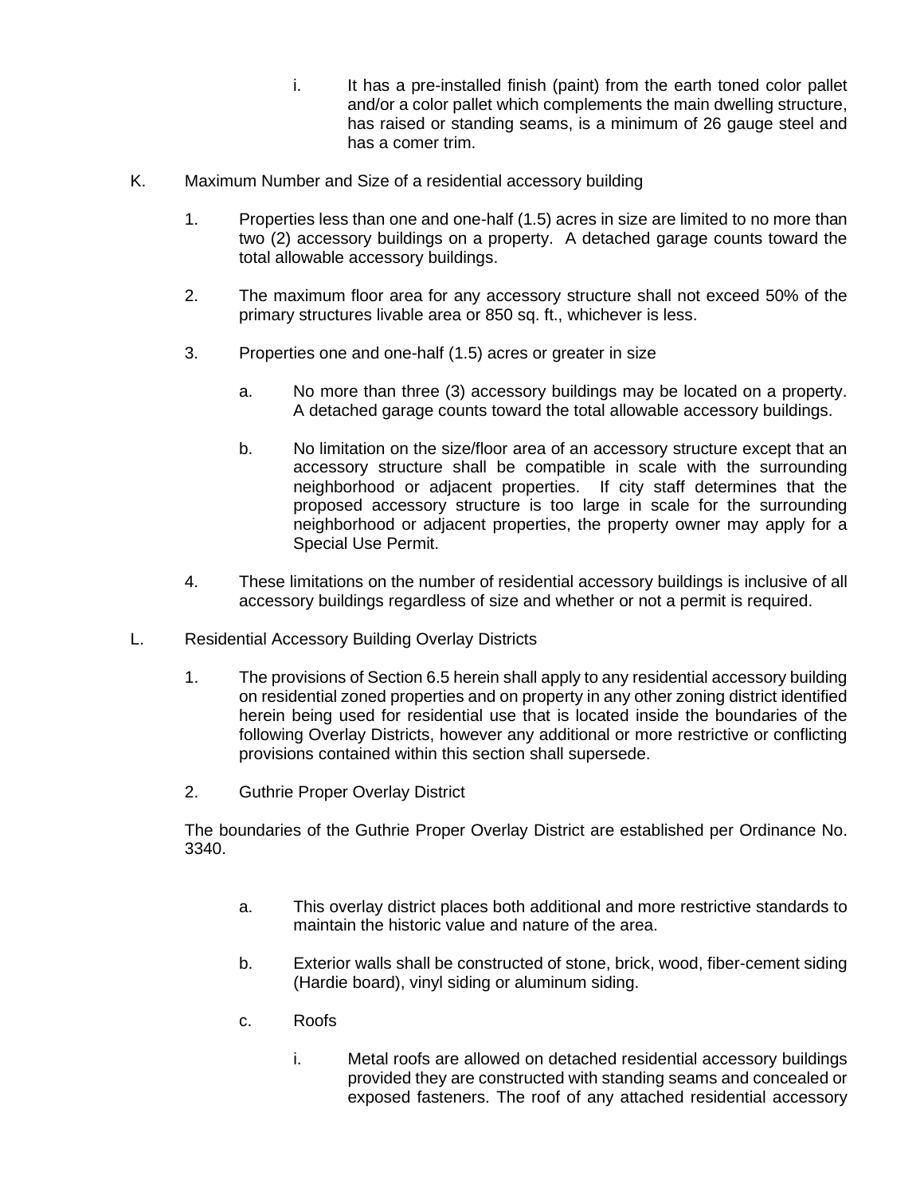i. It has a pre-installed finish (paint) from the earth toned color pallet and/or a color pallet which complements the main dwelling structure, has raised or standing seams, is a minimum of 26 gauge steel and has a comer trim.

K. Maximum Number and Size of a residential accessory building

1. Properties less than one and one-half (1.5) acres in size are limited to no more than two (2) accessory buildings on a property. A detached garage counts toward the total allowable accessory buildings.

2. The maximum floor area for any accessory structure shall not exceed 50% of the primary structures livable area or 850 sq. ft., whichever is less.

3. Properties one and one-half (1.5) acres or greater in size

   a. No more than three (3) accessory buildings may be located on a property. A detached garage counts toward the total allowable accessory buildings.

   b. No limitation on the size/floor area of an accessory structure except that an accessory structure shall be compatible in scale with the surrounding neighborhood or adjacent properties. If city staff determines that the proposed accessory structure is too large in scale for the surrounding neighborhood or adjacent properties, the property owner may apply for a Special Use Permit.

4. These limitations on the number of residential accessory buildings is inclusive of all accessory buildings regardless of size and whether or not a permit is required.

L. Residential Accessory Building Overlay Districts

1. The provisions of Section 6.5 herein shall apply to any residential accessory building on residential zoned properties and on property in any other zoning district identified herein being used for residential use that is located inside the boundaries of the following Overlay Districts, however any additional or more restrictive or conflicting provisions contained within this section shall supersede.

2. Guthrie Proper Overlay District

The boundaries of the Guthrie Proper Overlay District are established per Ordinance No. 3340.

   a. This overlay district places both additional and more restrictive standards to maintain the historic value and nature of the area.

   b. Exterior walls shall be constructed of stone, brick, wood, fiber-cement siding (Hardie board), vinyl siding or aluminum siding.

   c. Roofs

      i. Metal roofs are allowed on detached residential accessory buildings provided they are constructed with standing seams and concealed or exposed fasteners. The roof of any attached residential accessory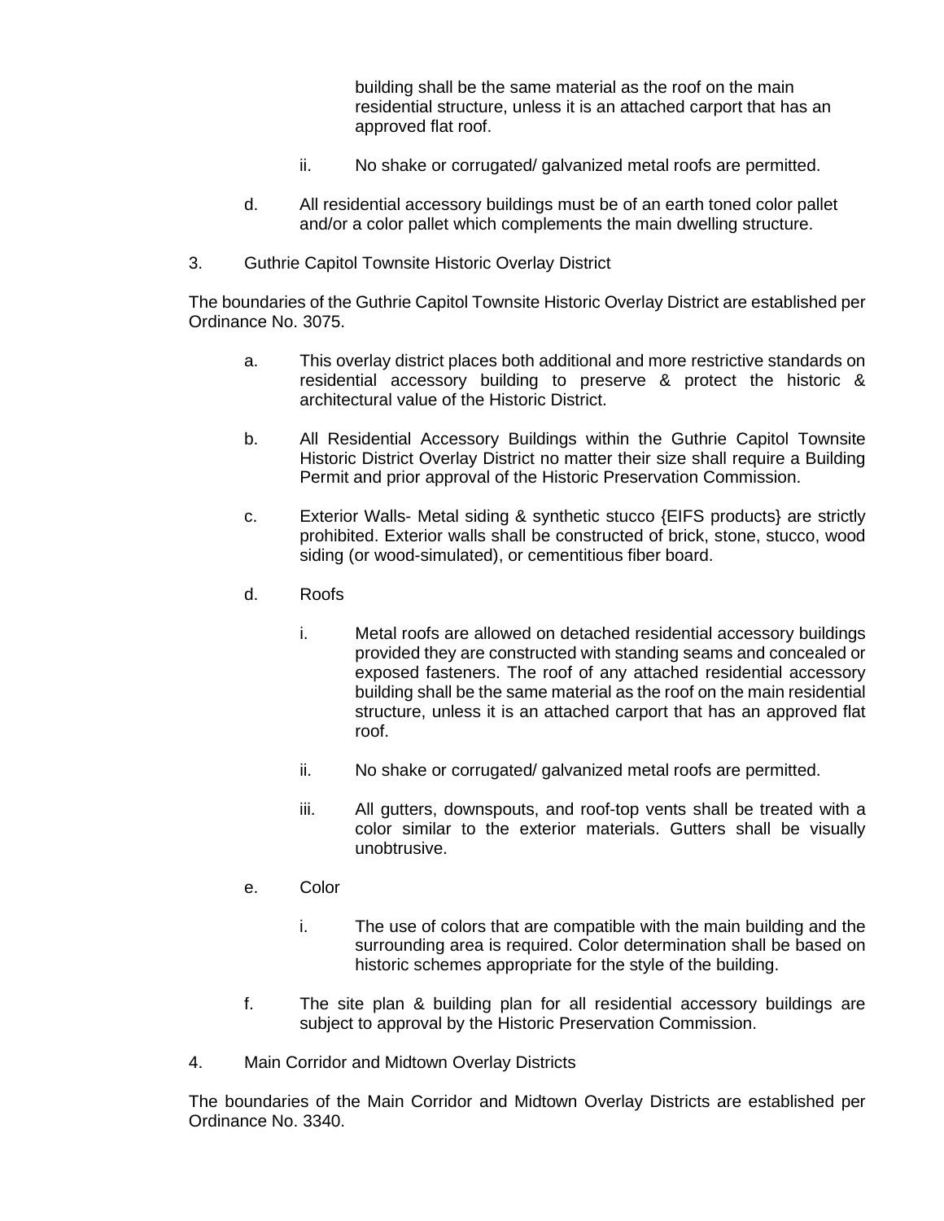building shall be the same material as the roof on the main residential structure, unless it is an attached carport that has an approved flat roof.

ii. No shake or corrugated/ galvanized metal roofs are permitted.

d. All residential accessory buildings must be of an earth toned color pallet and/or a color pallet which complements the main dwelling structure.

3. Guthrie Capitol Townsite Historic Overlay District

The boundaries of the Guthrie Capitol Townsite Historic Overlay District are established per Ordinance No. 3075.

a. This overlay district places both additional and more restrictive standards on residential accessory building to preserve & protect the historic & architectural value of the Historic District.

b. All Residential Accessory Buildings within the Guthrie Capitol Townsite Historic District Overlay District no matter their size shall require a Building Permit and prior approval of the Historic Preservation Commission.

c. Exterior Walls- Metal siding & synthetic stucco {EIFS products} are strictly prohibited. Exterior walls shall be constructed of brick, stone, stucco, wood siding (or wood-simulated), or cementitious fiber board.

d. Roofs

i. Metal roofs are allowed on detached residential accessory buildings provided they are constructed with standing seams and concealed or exposed fasteners. The roof of any attached residential accessory building shall be the same material as the roof on the main residential structure, unless it is an attached carport that has an approved flat roof.

ii. No shake or corrugated/ galvanized metal roofs are permitted.

iii. All gutters, downspouts, and roof-top vents shall be treated with a color similar to the exterior materials. Gutters shall be visually unobtrusive.

e. Color

i. The use of colors that are compatible with the main building and the surrounding area is required. Color determination shall be based on historic schemes appropriate for the style of the building.

f. The site plan & building plan for all residential accessory buildings are subject to approval by the Historic Preservation Commission.

4. Main Corridor and Midtown Overlay Districts

The boundaries of the Main Corridor and Midtown Overlay Districts are established per Ordinance No. 3340.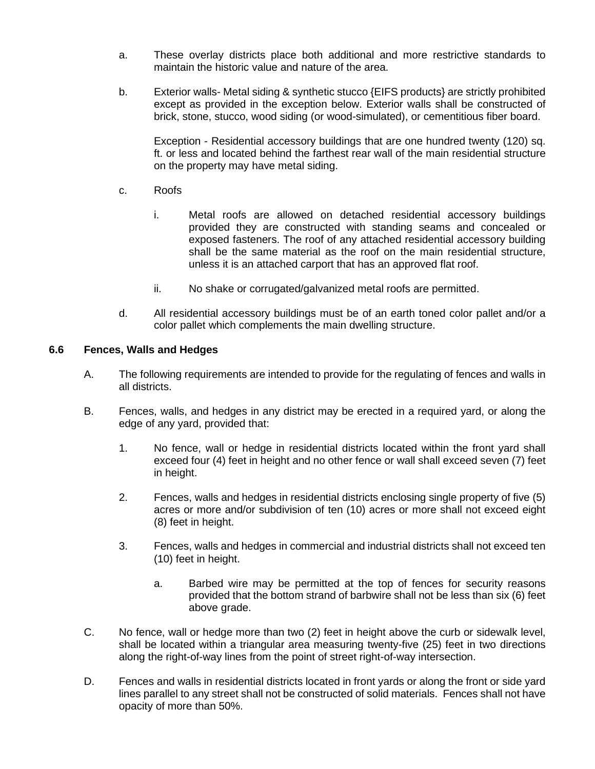a. These overlay districts place both additional and more restrictive standards to maintain the historic value and nature of the area.

b. Exterior walls- Metal siding & synthetic stucco {EIFS products} are strictly prohibited except as provided in the exception below. Exterior walls shall be constructed of brick, stone, stucco, wood siding (or wood-simulated), or cementitious fiber board.

   Exception - Residential accessory buildings that are one hundred twenty (120) sq. ft. or less and located behind the farthest rear wall of the main residential structure on the property may have metal siding.

c. Roofs

   i. Metal roofs are allowed on detached residential accessory buildings provided they are constructed with standing seams and concealed or exposed fasteners. The roof of any attached residential accessory building shall be the same material as the roof on the main residential structure, unless it is an attached carport that has an approved flat roof.

   ii. No shake or corrugated/galvanized metal roofs are permitted.

d. All residential accessory buildings must be of an earth toned color pallet and/or a color pallet which complements the main dwelling structure.

**6.6 Fences, Walls and Hedges**

A. The following requirements are intended to provide for the regulating of fences and walls in all districts.

B. Fences, walls, and hedges in any district may be erected in a required yard, or along the edge of any yard, provided that:

   1. No fence, wall or hedge in residential districts located within the front yard shall exceed four (4) feet in height and no other fence or wall shall exceed seven (7) feet in height.

   2. Fences, walls and hedges in residential districts enclosing single property of five (5) acres or more and/or subdivision of ten (10) acres or more shall not exceed eight (8) feet in height.

   3. Fences, walls and hedges in commercial and industrial districts shall not exceed ten (10) feet in height.

      a. Barbed wire may be permitted at the top of fences for security reasons provided that the bottom strand of barbwire shall not be less than six (6) feet above grade.

C. No fence, wall or hedge more than two (2) feet in height above the curb or sidewalk level, shall be located within a triangular area measuring twenty-five (25) feet in two directions along the right-of-way lines from the point of street right-of-way intersection.

D. Fences and walls in residential districts located in front yards or along the front or side yard lines parallel to any street shall not be constructed of solid materials. Fences shall not have opacity of more than 50%.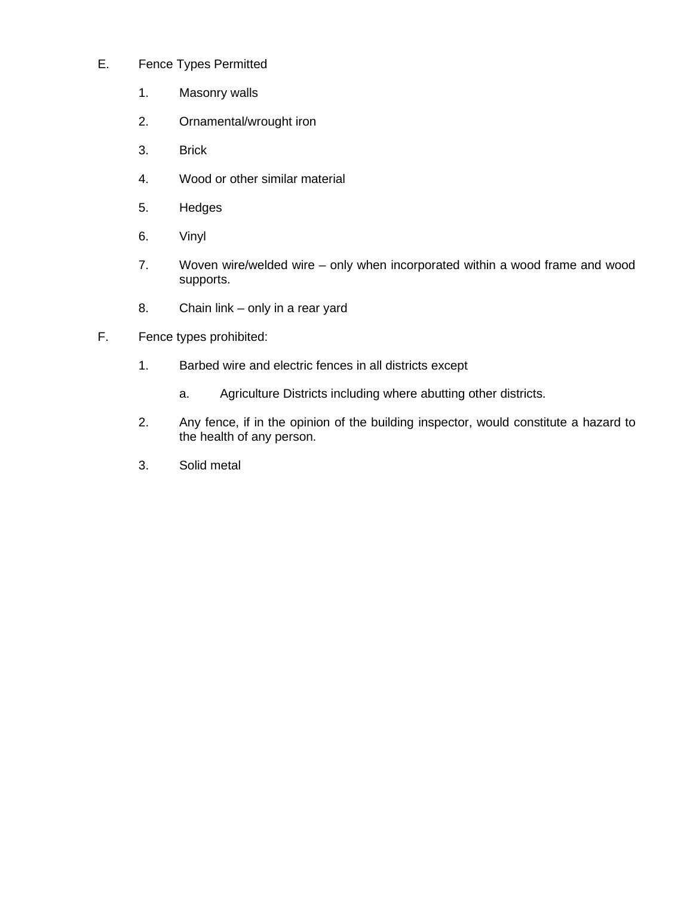E. Fence Types Permitted

1. Masonry walls

2. Ornamental/wrought iron

3. Brick

4. Wood or other similar material

5. Hedges

6. Vinyl

7. Woven wire/welded wire – only when incorporated within a wood frame and wood supports.

8. Chain link – only in a rear yard

F. Fence types prohibited:

1. Barbed wire and electric fences in all districts except

   a. Agriculture Districts including where abutting other districts.

2. Any fence, if in the opinion of the building inspector, would constitute a hazard to the health of any person.

3. Solid metal